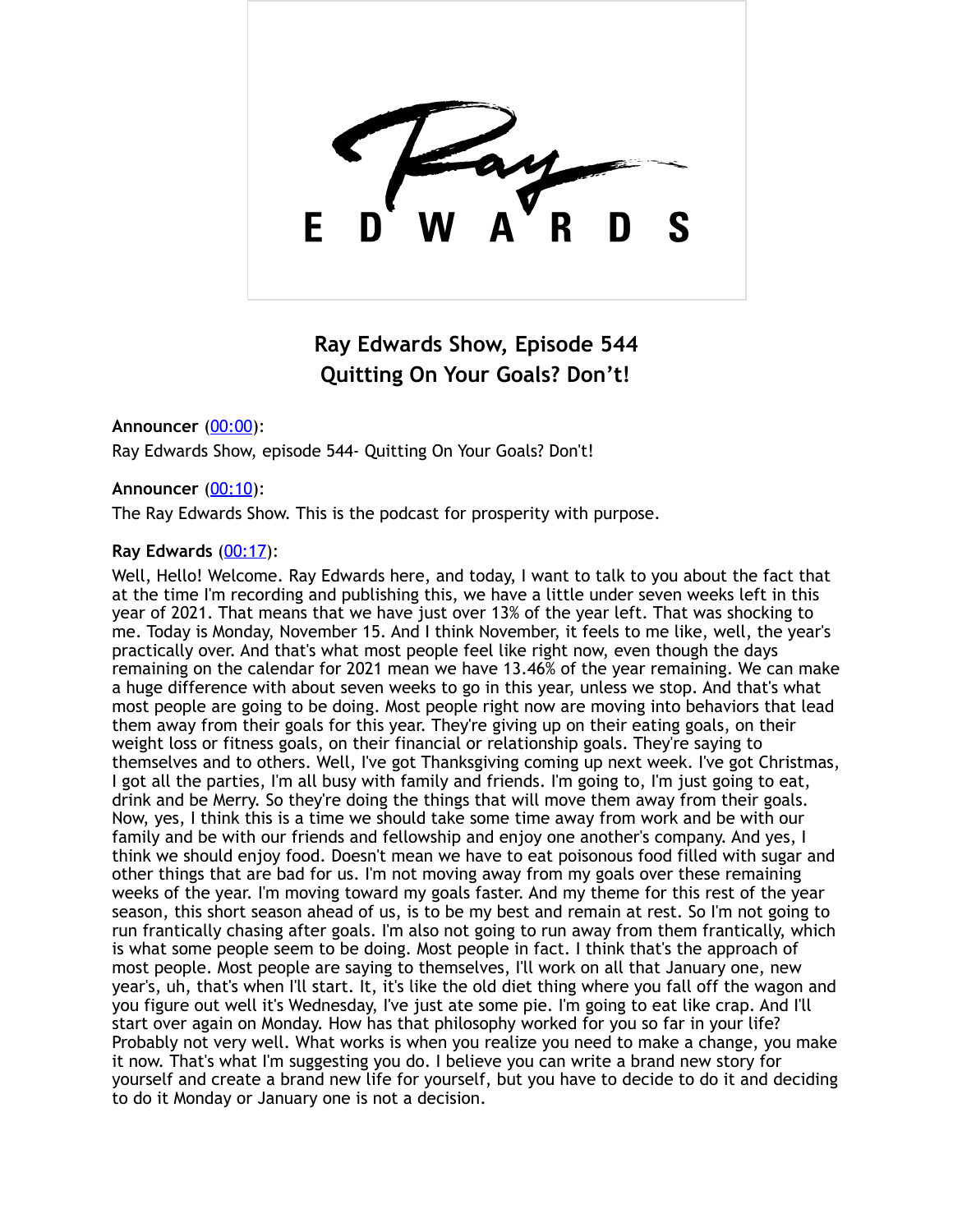# Ray Edwards Show, Episode 544
## Quitting On Your Goals? Don't!

**Announcer** ([00:00](#)):
Ray Edwards Show, episode 544- Quitting On Your Goals? Don't!

**Announcer** ([00:10](#)):
The Ray Edwards Show. This is the podcast for prosperity with purpose.

**Ray Edwards** ([00:17](#)):
Well, Hello! Welcome. Ray Edwards here, and today, I want to talk to you about the fact that at the time I'm recording and publishing this, we have a little under seven weeks left in this year of 2021. That means that we have just over 13% of the year left. That was shocking to me. Today is Monday, November 15. And I think November, it feels to me like, well, the year's practically over. And that's what most people feel like right now, even though the days remaining on the calendar for 2021 mean we have 13.46% of the year remaining. We can make a huge difference with about seven weeks to go in this year, unless we stop. And that's what most people are going to be doing. Most people right now are moving into behaviors that lead them away from their goals for this year. They're giving up on their eating goals, on their weight loss or fitness goals, on their financial or relationship goals. They're saying to themselves and to others. Well, I've got Thanksgiving coming up next week. I've got Christmas, I got all the parties, I'm all busy with family and friends. I'm going to, I'm just going to eat, drink and be Merry. So they're doing the things that will move them away from their goals. Now, yes, I think this is a time we should take some time away from work and be with our family and be with our friends and fellowship and enjoy one another's company. And yes, I think we should enjoy food. Doesn't mean we have to eat poisonous food filled with sugar and other things that are bad for us. I'm not moving away from my goals over these remaining weeks of the year. I'm moving toward my goals faster. And my theme for this rest of the year season, this short season ahead of us, is to be my best and remain at rest. So I'm not going to run frantically chasing after goals. I'm also not going to run away from them frantically, which is what some people seem to be doing. Most people in fact. I think that's the approach of most people. Most people are saying to themselves, I'll work on all that January one, new year's, uh, that's when I'll start. It, it's like the old diet thing where you fall off the wagon and you figure out well it's Wednesday, I've just ate some pie. I'm going to eat like crap. And I'll start over again on Monday. How has that philosophy worked for you so far in your life? Probably not very well. What works is when you realize you need to make a change, you make it now. That's what I'm suggesting you do. I believe you can write a brand new story for yourself and create a brand new life for yourself, but you have to decide to do it and deciding to do it Monday or January one is not a decision.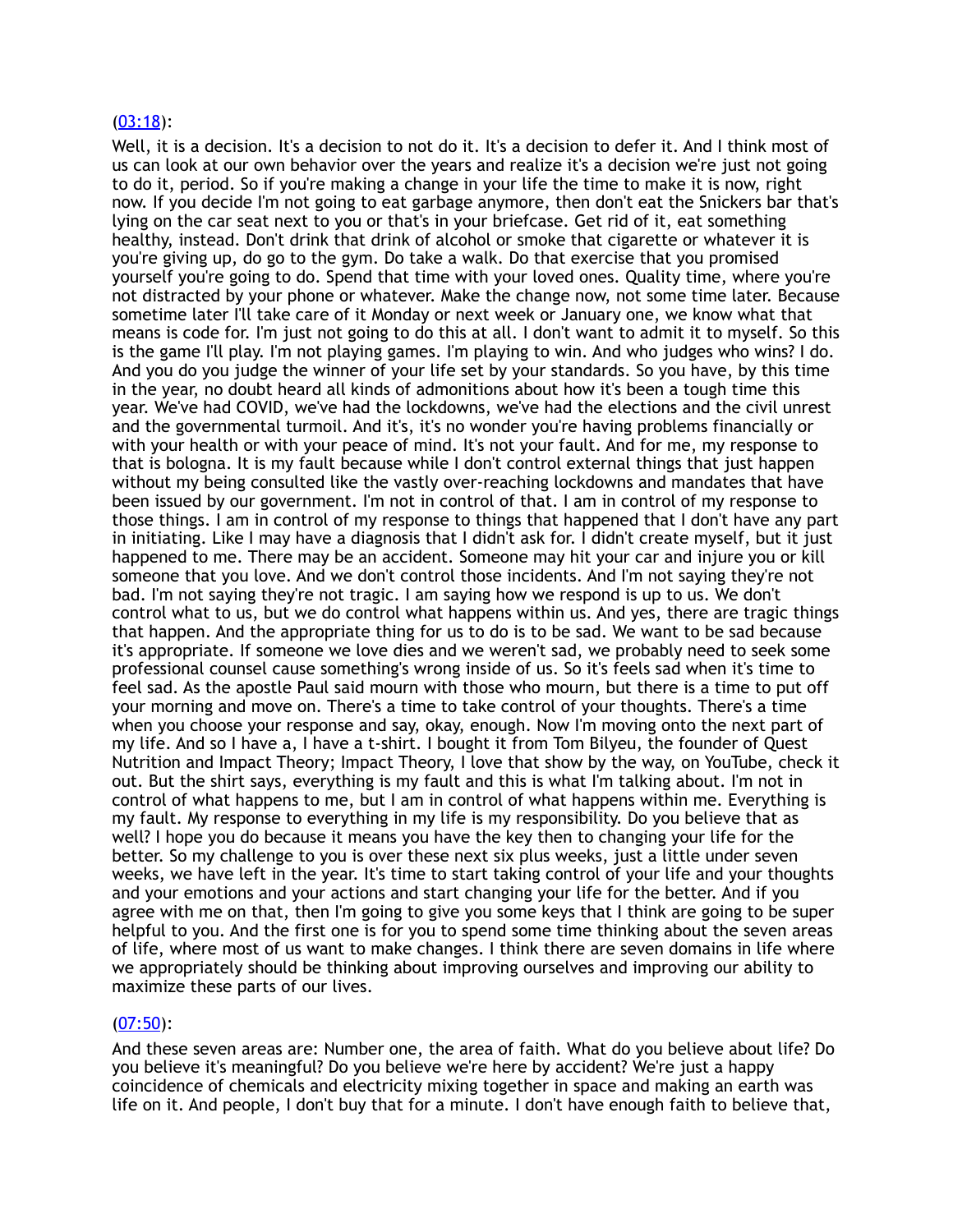[(03:18)](#):

Well, it is a decision. It's a decision to not do it. It's a decision to defer it. And I think most of us can look at our own behavior over the years and realize it's a decision we're just not going to do it, period. So if you're making a change in your life the time to make it is now, right now. If you decide I'm not going to eat garbage anymore, then don't eat the Snickers bar that's lying on the car seat next to you or that's in your briefcase. Get rid of it, eat something healthy, instead. Don't drink that drink of alcohol or smoke that cigarette or whatever it is you're giving up, do go to the gym. Do take a walk. Do that exercise that you promised yourself you're going to do. Spend that time with your loved ones. Quality time, where you're not distracted by your phone or whatever. Make the change now, not some time later. Because sometime later I'll take care of it Monday or next week or January one, we know what that means is code for. I'm just not going to do this at all. I don't want to admit it to myself. So this is the game I'll play. I'm not playing games. I'm playing to win. And who judges who wins? I do. And you do you judge the winner of your life set by your standards. So you have, by this time in the year, no doubt heard all kinds of admonitions about how it's been a tough time this year. We've had COVID, we've had the lockdowns, we've had the elections and the civil unrest and the governmental turmoil. And it's, it's no wonder you're having problems financially or with your health or with your peace of mind. It's not your fault. And for me, my response to that is bologna. It is my fault because while I don't control external things that just happen without my being consulted like the vastly over-reaching lockdowns and mandates that have been issued by our government. I'm not in control of that. I am in control of my response to those things. I am in control of my response to things that happened that I don't have any part in initiating. Like I may have a diagnosis that I didn't ask for. I didn't create myself, but it just happened to me. There may be an accident. Someone may hit your car and injure you or kill someone that you love. And we don't control those incidents. And I'm not saying they're not bad. I'm not saying they're not tragic. I am saying how we respond is up to us. We don't control what to us, but we do control what happens within us. And yes, there are tragic things that happen. And the appropriate thing for us to do is to be sad. We want to be sad because it's appropriate. If someone we love dies and we weren't sad, we probably need to seek some professional counsel cause something's wrong inside of us. So it's feels sad when it's time to feel sad. As the apostle Paul said mourn with those who mourn, but there is a time to put off your morning and move on. There's a time to take control of your thoughts. There's a time when you choose your response and say, okay, enough. Now I'm moving onto the next part of my life. And so I have a, I have a t-shirt. I bought it from Tom Bilyeu, the founder of Quest Nutrition and Impact Theory; Impact Theory, I love that show by the way, on YouTube, check it out. But the shirt says, everything is my fault and this is what I'm talking about. I'm not in control of what happens to me, but I am in control of what happens within me. Everything is my fault. My response to everything in my life is my responsibility. Do you believe that as well? I hope you do because it means you have the key then to changing your life for the better. So my challenge to you is over these next six plus weeks, just a little under seven weeks, we have left in the year. It's time to start taking control of your life and your thoughts and your emotions and your actions and start changing your life for the better. And if you agree with me on that, then I'm going to give you some keys that I think are going to be super helpful to you. And the first one is for you to spend some time thinking about the seven areas of life, where most of us want to make changes. I think there are seven domains in life where we appropriately should be thinking about improving ourselves and improving our ability to maximize these parts of our lives.

[(07:50)](#):

And these seven areas are: Number one, the area of faith. What do you believe about life? Do you believe it's meaningful? Do you believe we're here by accident? We're just a happy coincidence of chemicals and electricity mixing together in space and making an earth was life on it. And people, I don't buy that for a minute. I don't have enough faith to believe that,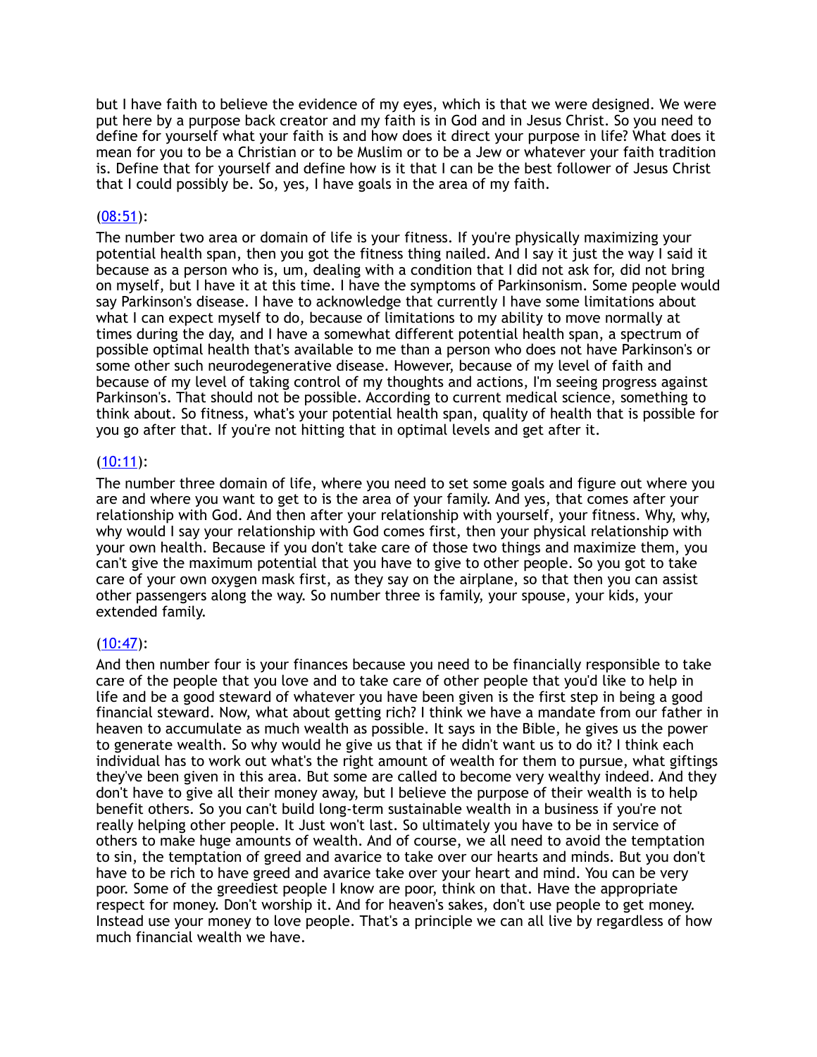but I have faith to believe the evidence of my eyes, which is that we were designed. We were put here by a purpose back creator and my faith is in God and in Jesus Christ. So you need to define for yourself what your faith is and how does it direct your purpose in life? What does it mean for you to be a Christian or to be Muslim or to be a Jew or whatever your faith tradition is. Define that for yourself and define how is it that I can be the best follower of Jesus Christ that I could possibly be. So, yes, I have goals in the area of my faith.

(08:51):

The number two area or domain of life is your fitness. If you're physically maximizing your potential health span, then you got the fitness thing nailed. And I say it just the way I said it because as a person who is, um, dealing with a condition that I did not ask for, did not bring on myself, but I have it at this time. I have the symptoms of Parkinsonism. Some people would say Parkinson's disease. I have to acknowledge that currently I have some limitations about what I can expect myself to do, because of limitations to my ability to move normally at times during the day, and I have a somewhat different potential health span, a spectrum of possible optimal health that's available to me than a person who does not have Parkinson's or some other such neurodegenerative disease. However, because of my level of faith and because of my level of taking control of my thoughts and actions, I'm seeing progress against Parkinson's. That should not be possible. According to current medical science, something to think about. So fitness, what's your potential health span, quality of health that is possible for you go after that. If you're not hitting that in optimal levels and get after it.

(10:11):

The number three domain of life, where you need to set some goals and figure out where you are and where you want to get to is the area of your family. And yes, that comes after your relationship with God. And then after your relationship with yourself, your fitness. Why, why, why would I say your relationship with God comes first, then your physical relationship with your own health. Because if you don't take care of those two things and maximize them, you can't give the maximum potential that you have to give to other people. So you got to take care of your own oxygen mask first, as they say on the airplane, so that then you can assist other passengers along the way. So number three is family, your spouse, your kids, your extended family.

(10:47):

And then number four is your finances because you need to be financially responsible to take care of the people that you love and to take care of other people that you'd like to help in life and be a good steward of whatever you have been given is the first step in being a good financial steward. Now, what about getting rich? I think we have a mandate from our father in heaven to accumulate as much wealth as possible. It says in the Bible, he gives us the power to generate wealth. So why would he give us that if he didn't want us to do it? I think each individual has to work out what's the right amount of wealth for them to pursue, what giftings they've been given in this area. But some are called to become very wealthy indeed. And they don't have to give all their money away, but I believe the purpose of their wealth is to help benefit others. So you can't build long-term sustainable wealth in a business if you're not really helping other people. It Just won't last. So ultimately you have to be in service of others to make huge amounts of wealth. And of course, we all need to avoid the temptation to sin, the temptation of greed and avarice to take over our hearts and minds. But you don't have to be rich to have greed and avarice take over your heart and mind. You can be very poor. Some of the greediest people I know are poor, think on that. Have the appropriate respect for money. Don't worship it. And for heaven's sakes, don't use people to get money. Instead use your money to love people. That's a principle we can all live by regardless of how much financial wealth we have.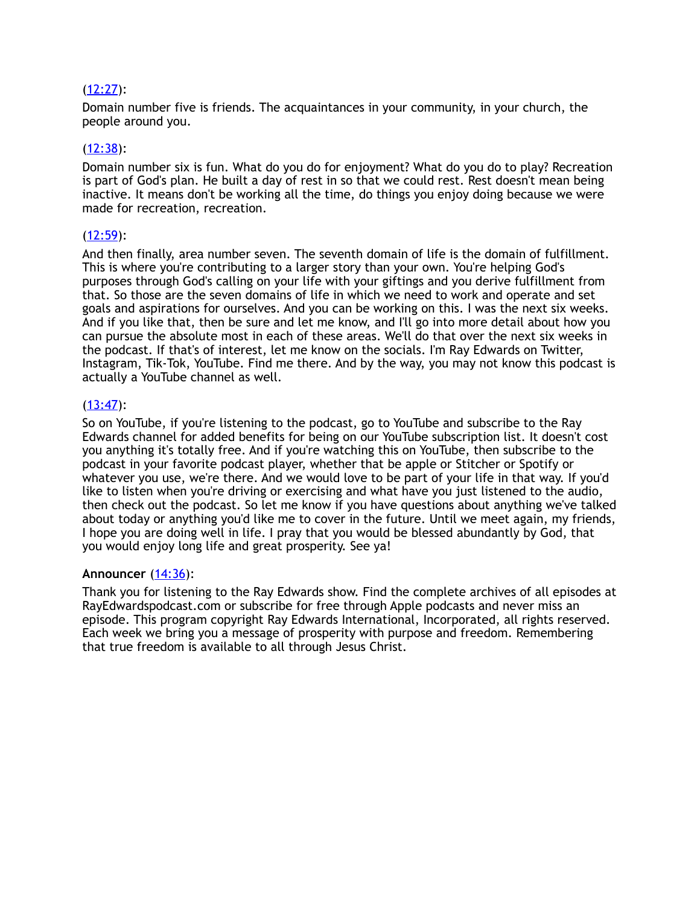([12:27](#)):

Domain number five is friends. The acquaintances in your community, in your church, the people around you.

([12:38](#)):

Domain number six is fun. What do you do for enjoyment? What do you do to play? Recreation is part of God's plan. He built a day of rest in so that we could rest. Rest doesn't mean being inactive. It means don't be working all the time, do things you enjoy doing because we were made for recreation, recreation.

([12:59](#)):

And then finally, area number seven. The seventh domain of life is the domain of fulfillment. This is where you're contributing to a larger story than your own. You're helping God's purposes through God's calling on your life with your giftings and you derive fulfillment from that. So those are the seven domains of life in which we need to work and operate and set goals and aspirations for ourselves. And you can be working on this. I was the next six weeks. And if you like that, then be sure and let me know, and I'll go into more detail about how you can pursue the absolute most in each of these areas. We'll do that over the next six weeks in the podcast. If that's of interest, let me know on the socials. I'm Ray Edwards on Twitter, Instagram, Tik-Tok, YouTube. Find me there. And by the way, you may not know this podcast is actually a YouTube channel as well.

([13:47](#)):

So on YouTube, if you're listening to the podcast, go to YouTube and subscribe to the Ray Edwards channel for added benefits for being on our YouTube subscription list. It doesn't cost you anything it's totally free. And if you're watching this on YouTube, then subscribe to the podcast in your favorite podcast player, whether that be apple or Stitcher or Spotify or whatever you use, we're there. And we would love to be part of your life in that way. If you'd like to listen when you're driving or exercising and what have you just listened to the audio, then check out the podcast. So let me know if you have questions about anything we've talked about today or anything you'd like me to cover in the future. Until we meet again, my friends, I hope you are doing well in life. I pray that you would be blessed abundantly by God, that you would enjoy long life and great prosperity. See ya!

**Announcer** ([14:36](#)):

Thank you for listening to the Ray Edwards show. Find the complete archives of all episodes at RayEdwardspodcast.com or subscribe for free through Apple podcasts and never miss an episode. This program copyright Ray Edwards International, Incorporated, all rights reserved. Each week we bring you a message of prosperity with purpose and freedom. Remembering that true freedom is available to all through Jesus Christ.